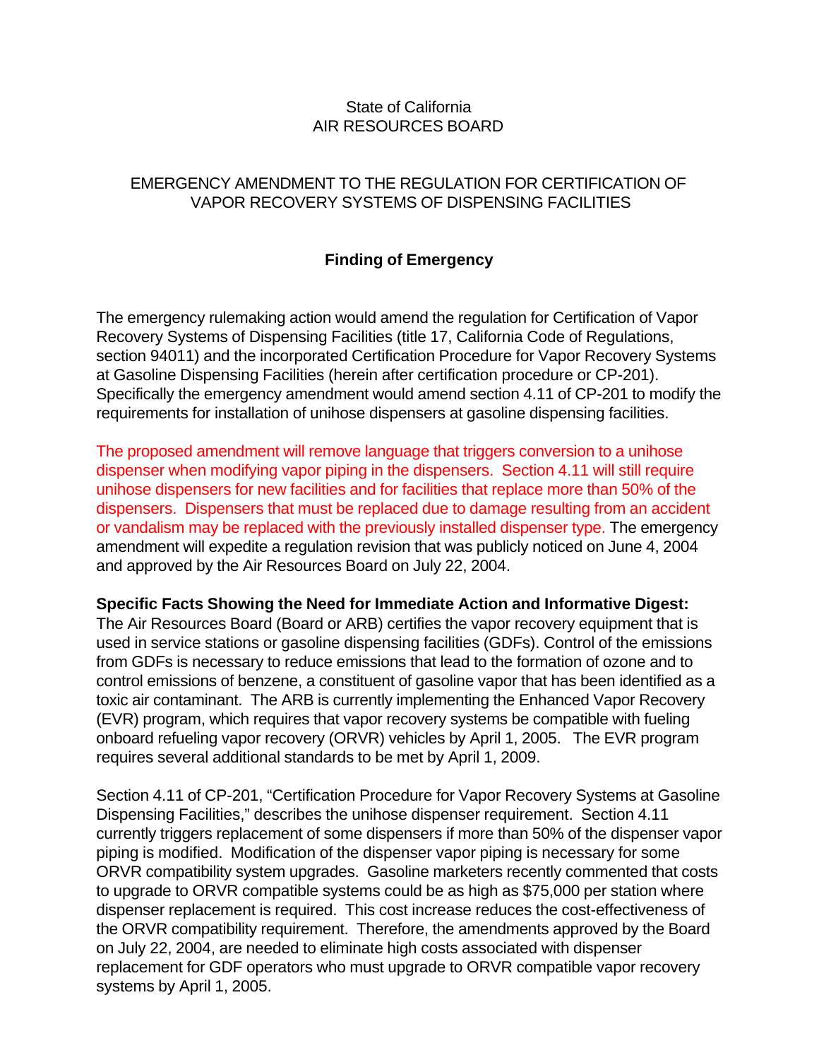State of California
AIR RESOURCES BOARD

EMERGENCY AMENDMENT TO THE REGULATION FOR CERTIFICATION OF VAPOR RECOVERY SYSTEMS OF DISPENSING FACILITIES

## Finding of Emergency

The emergency rulemaking action would amend the regulation for Certification of Vapor Recovery Systems of Dispensing Facilities (title 17, California Code of Regulations, section 94011) and the incorporated Certification Procedure for Vapor Recovery Systems at Gasoline Dispensing Facilities (herein after certification procedure or CP-201). Specifically the emergency amendment would amend section 4.11 of CP-201 to modify the requirements for installation of unihose dispensers at gasoline dispensing facilities.

The proposed amendment will remove language that triggers conversion to a unihose dispenser when modifying vapor piping in the dispensers. Section 4.11 will still require unihose dispensers for new facilities and for facilities that replace more than 50% of the dispensers. Dispensers that must be replaced due to damage resulting from an accident or vandalism may be replaced with the previously installed dispenser type. The emergency amendment will expedite a regulation revision that was publicly noticed on June 4, 2004 and approved by the Air Resources Board on July 22, 2004.

**Specific Facts Showing the Need for Immediate Action and Informative Digest:**
The Air Resources Board (Board or ARB) certifies the vapor recovery equipment that is used in service stations or gasoline dispensing facilities (GDFs). Control of the emissions from GDFs is necessary to reduce emissions that lead to the formation of ozone and to control emissions of benzene, a constituent of gasoline vapor that has been identified as a toxic air contaminant. The ARB is currently implementing the Enhanced Vapor Recovery (EVR) program, which requires that vapor recovery systems be compatible with fueling onboard refueling vapor recovery (ORVR) vehicles by April 1, 2005. The EVR program requires several additional standards to be met by April 1, 2009.

Section 4.11 of CP-201, "Certification Procedure for Vapor Recovery Systems at Gasoline Dispensing Facilities," describes the unihose dispenser requirement. Section 4.11 currently triggers replacement of some dispensers if more than 50% of the dispenser vapor piping is modified. Modification of the dispenser vapor piping is necessary for some ORVR compatibility system upgrades. Gasoline marketers recently commented that costs to upgrade to ORVR compatible systems could be as high as $75,000 per station where dispenser replacement is required. This cost increase reduces the cost-effectiveness of the ORVR compatibility requirement. Therefore, the amendments approved by the Board on July 22, 2004, are needed to eliminate high costs associated with dispenser replacement for GDF operators who must upgrade to ORVR compatible vapor recovery systems by April 1, 2005.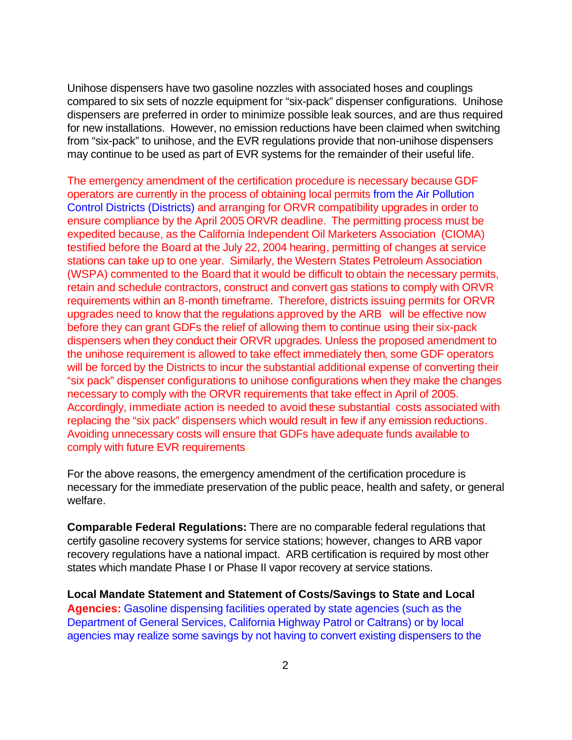Unihose dispensers have two gasoline nozzles with associated hoses and couplings compared to six sets of nozzle equipment for “six-pack” dispenser configurations. Unihose dispensers are preferred in order to minimize possible leak sources, and are thus required for new installations. However, no emission reductions have been claimed when switching from “six-pack” to unihose, and the EVR regulations provide that non-unihose dispensers may continue to be used as part of EVR systems for the remainder of their useful life.

The emergency amendment of the certification procedure is necessary because GDF operators are currently in the process of obtaining local permits from the Air Pollution Control Districts (Districts) and arranging for ORVR compatibility upgrades in order to ensure compliance by the April 2005 ORVR deadline. The permitting process must be expedited because, as the California Independent Oil Marketers Association (CIOMA) testified before the Board at the July 22, 2004 hearing, permitting of changes at service stations can take up to one year. Similarly, the Western States Petroleum Association (WSPA) commented to the Board that it would be difficult to obtain the necessary permits, retain and schedule contractors, construct and convert gas stations to comply with ORVR requirements within an 8-month timeframe. Therefore, districts issuing permits for ORVR upgrades need to know that the regulations approved by the ARB will be effective now before they can grant GDFs the relief of allowing them to continue using their six-pack dispensers when they conduct their ORVR upgrades. Unless the proposed amendment to the unihose requirement is allowed to take effect immediately then, some GDF operators will be forced by the Districts to incur the substantial additional expense of converting their “six pack” dispenser configurations to unihose configurations when they make the changes necessary to comply with the ORVR requirements that take effect in April of 2005. Accordingly, immediate action is needed to avoid these substantial costs associated with replacing the “six pack” dispensers which would result in few if any emission reductions. Avoiding unnecessary costs will ensure that GDFs have adequate funds available to comply with future EVR requirements.

For the above reasons, the emergency amendment of the certification procedure is necessary for the immediate preservation of the public peace, health and safety, or general welfare.

**Comparable Federal Regulations:** There are no comparable federal regulations that certify gasoline recovery systems for service stations; however, changes to ARB vapor recovery regulations have a national impact. ARB certification is required by most other states which mandate Phase I or Phase II vapor recovery at service stations.

**Local Mandate Statement and Statement of Costs/Savings to State and Local Agencies:** Gasoline dispensing facilities operated by state agencies (such as the Department of General Services, California Highway Patrol or Caltrans) or by local agencies may realize some savings by not having to convert existing dispensers to the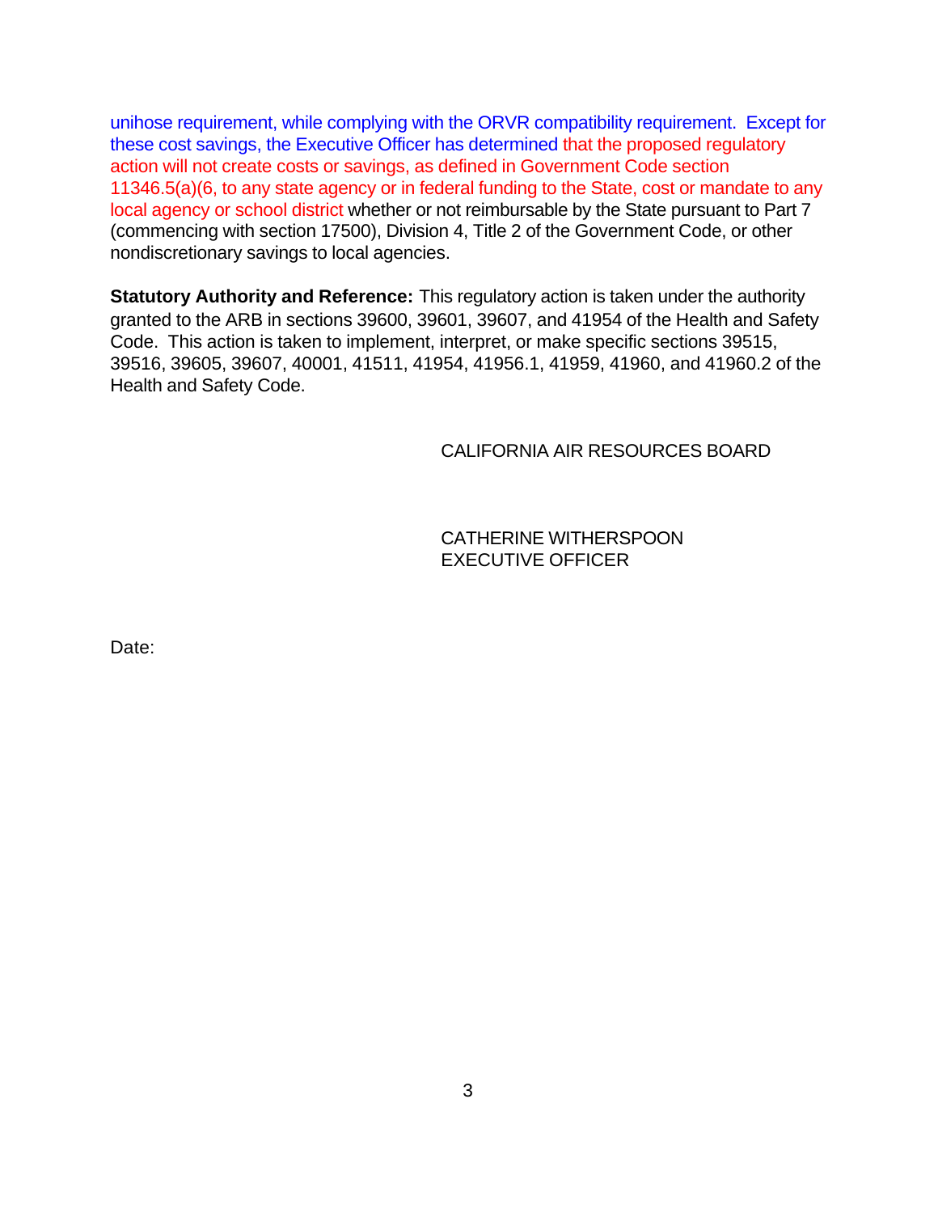unihose requirement, while complying with the ORVR compatibility requirement. Except for these cost savings, the Executive Officer has determined that the proposed regulatory action will not create costs or savings, as defined in Government Code section 11346.5(a)(6, to any state agency or in federal funding to the State, cost or mandate to any local agency or school district whether or not reimbursable by the State pursuant to Part 7 (commencing with section 17500), Division 4, Title 2 of the Government Code, or other nondiscretionary savings to local agencies.

**Statutory Authority and Reference:** This regulatory action is taken under the authority granted to the ARB in sections 39600, 39601, 39607, and 41954 of the Health and Safety Code. This action is taken to implement, interpret, or make specific sections 39515, 39516, 39605, 39607, 40001, 41511, 41954, 41956.1, 41959, 41960, and 41960.2 of the Health and Safety Code.

CALIFORNIA AIR RESOURCES BOARD

CATHERINE WITHERSPOON
EXECUTIVE OFFICER

Date: